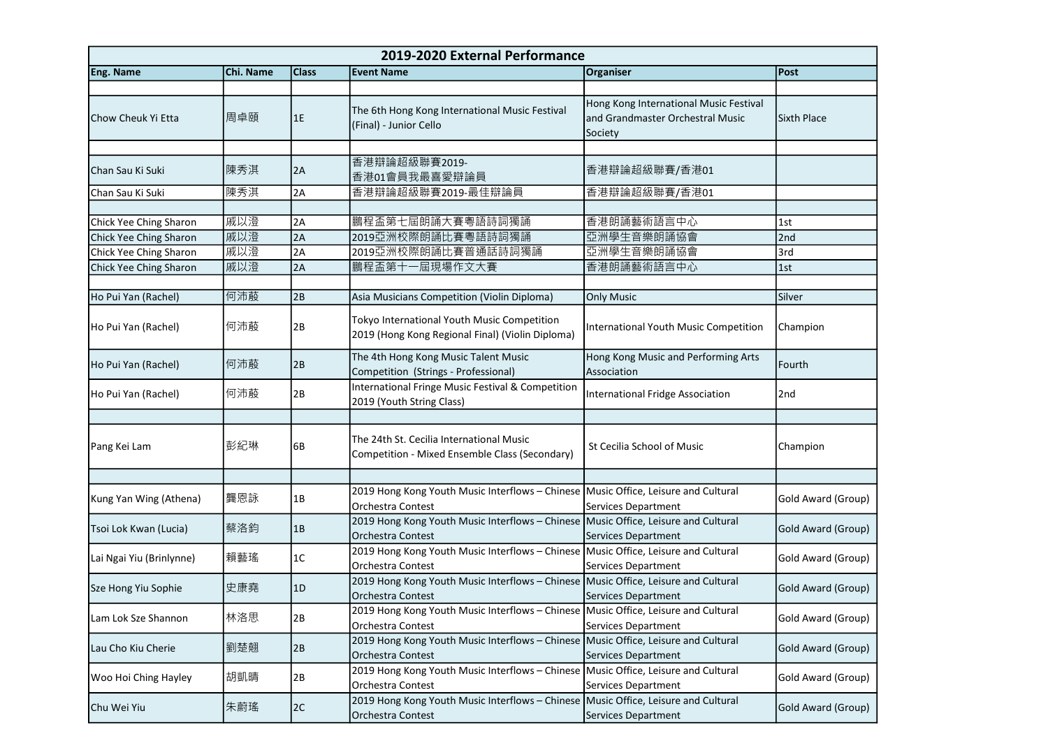## 2019-2020 External Performance

| Eng. Name | Chi. Name | Class | Event Name | Organiser | Post |
|---|---|---|---|---|---|
| | | | | | |
| Chow Cheuk Yi Etta | 周卓頤 | 1E | The 6th Hong Kong International Music Festival (Final) - Junior Cello | Hong Kong International Music Festival and Grandmaster Orchestral Music Society | Sixth Place |
| | | | | | |
| Chan Sau Ki Suki | 陳秀淇 | 2A | 香港辯論超級聯賽2019-香港01會員我最喜愛辯論員 | 香港辯論超級聯賽/香港01 | |
| Chan Sau Ki Suki | 陳秀淇 | 2A | 香港辯論超級聯賽2019-最佳辯論員 | 香港辯論超級聯賽/香港01 | |
| | | | | | |
| Chick Yee Ching Sharon | 戚以澄 | 2A | 鵬程盃第七屆朗誦大賽粵語詩詞獨誦 | 香港朗誦藝術語言中心 | 1st |
| Chick Yee Ching Sharon | 戚以澄 | 2A | 2019亞洲校際朗誦比賽粵語詩詞獨誦 | 亞洲學生音樂朗誦協會 | 2nd |
| Chick Yee Ching Sharon | 戚以澄 | 2A | 2019亞洲校際朗誦比賽普通話詩詞獨誦 | 亞洲學生音樂朗誦協會 | 3rd |
| Chick Yee Ching Sharon | 戚以澄 | 2A | 鵬程盃第十一屆現場作文大賽 | 香港朗誦藝術語言中心 | 1st |
| | | | | | |
| Ho Pui Yan (Rachel) | 何沛蔵 | 2B | Asia Musicians Competition (Violin Diploma) | Only Music | Silver |
| Ho Pui Yan (Rachel) | 何沛蔵 | 2B | Tokyo International Youth Music Competition 2019 (Hong Kong Regional Final) (Violin Diploma) | International Youth Music Competition | Champion |
| Ho Pui Yan (Rachel) | 何沛蔵 | 2B | The 4th Hong Kong Music Talent Music Competition (Strings - Professional) | Hong Kong Music and Performing Arts Association | Fourth |
| Ho Pui Yan (Rachel) | 何沛蔵 | 2B | International Fringe Music Festival & Competition 2019 (Youth String Class) | International Fridge Association | 2nd |
| | | | | | |
| Pang Kei Lam | 彭紀琳 | 6B | The 24th St. Cecilia International Music Competition - Mixed Ensemble Class (Secondary) | St Cecilia School of Music | Champion |
| | | | | | |
| Kung Yan Wing (Athena) | 龔恩詠 | 1B | 2019 Hong Kong Youth Music Interflows – Chinese Orchestra Contest | Music Office, Leisure and Cultural Services Department | Gold Award (Group) |
| Tsoi Lok Kwan (Lucia) | 蔡洛鈞 | 1B | 2019 Hong Kong Youth Music Interflows – Chinese Orchestra Contest | Music Office, Leisure and Cultural Services Department | Gold Award (Group) |
| Lai Ngai Yiu (Brinlynne) | 賴藝瑤 | 1C | 2019 Hong Kong Youth Music Interflows – Chinese Orchestra Contest | Music Office, Leisure and Cultural Services Department | Gold Award (Group) |
| Sze Hong Yiu Sophie | 史康堯 | 1D | 2019 Hong Kong Youth Music Interflows – Chinese Orchestra Contest | Music Office, Leisure and Cultural Services Department | Gold Award (Group) |
| Lam Lok Sze Shannon | 林洛思 | 2B | 2019 Hong Kong Youth Music Interflows – Chinese Orchestra Contest | Music Office, Leisure and Cultural Services Department | Gold Award (Group) |
| Lau Cho Kiu Cherie | 劉楚翹 | 2B | 2019 Hong Kong Youth Music Interflows – Chinese Orchestra Contest | Music Office, Leisure and Cultural Services Department | Gold Award (Group) |
| Woo Hoi Ching Hayley | 胡凱晴 | 2B | 2019 Hong Kong Youth Music Interflows – Chinese Orchestra Contest | Music Office, Leisure and Cultural Services Department | Gold Award (Group) |
| Chu Wei Yiu | 朱蔚瑤 | 2C | 2019 Hong Kong Youth Music Interflows – Chinese Orchestra Contest | Music Office, Leisure and Cultural Services Department | Gold Award (Group) |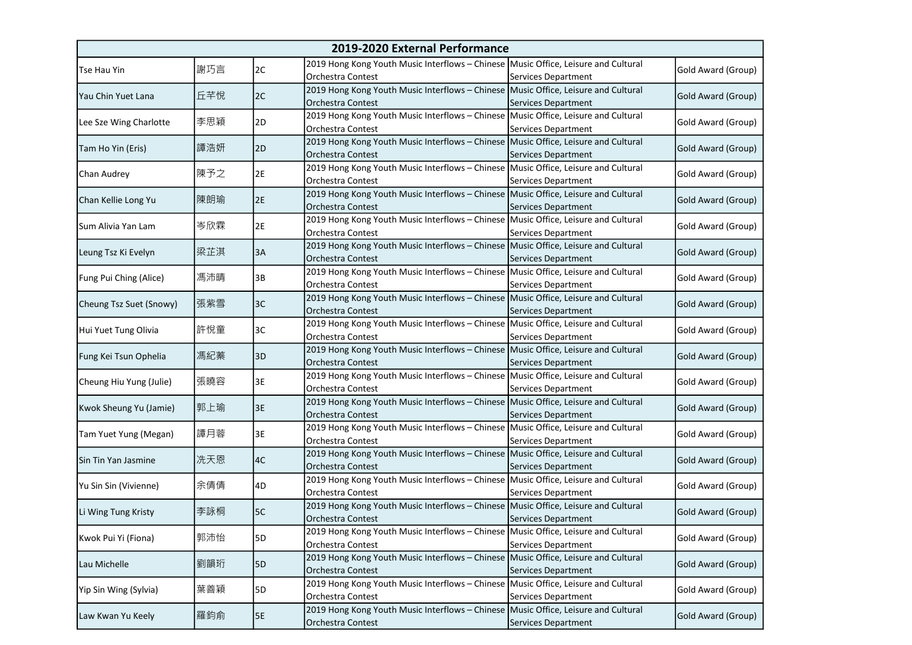| 2019-2020 External Performance | | | | | |
|---|---|---|---|---|---|
| Tse Hau Yin | 謝巧言 | 2C | 2019 Hong Kong Youth Music Interflows – Chinese Orchestra Contest | Music Office, Leisure and Cultural Services Department | Gold Award (Group) |
| Yau Chin Yuet Lana | 丘芊悦 | 2C | 2019 Hong Kong Youth Music Interflows – Chinese Orchestra Contest | Music Office, Leisure and Cultural Services Department | Gold Award (Group) |
| Lee Sze Wing Charlotte | 李思穎 | 2D | 2019 Hong Kong Youth Music Interflows – Chinese Orchestra Contest | Music Office, Leisure and Cultural Services Department | Gold Award (Group) |
| Tam Ho Yin (Eris) | 譚浩妍 | 2D | 2019 Hong Kong Youth Music Interflows – Chinese Orchestra Contest | Music Office, Leisure and Cultural Services Department | Gold Award (Group) |
| Chan Audrey | 陳予之 | 2E | 2019 Hong Kong Youth Music Interflows – Chinese Orchestra Contest | Music Office, Leisure and Cultural Services Department | Gold Award (Group) |
| Chan Kellie Long Yu | 陳朗瑜 | 2E | 2019 Hong Kong Youth Music Interflows – Chinese Orchestra Contest | Music Office, Leisure and Cultural Services Department | Gold Award (Group) |
| Sum Alivia Yan Lam | 岑欣霖 | 2E | 2019 Hong Kong Youth Music Interflows – Chinese Orchestra Contest | Music Office, Leisure and Cultural Services Department | Gold Award (Group) |
| Leung Tsz Ki Evelyn | 梁芷淇 | 3A | 2019 Hong Kong Youth Music Interflows – Chinese Orchestra Contest | Music Office, Leisure and Cultural Services Department | Gold Award (Group) |
| Fung Pui Ching (Alice) | 馮沛晴 | 3B | 2019 Hong Kong Youth Music Interflows – Chinese Orchestra Contest | Music Office, Leisure and Cultural Services Department | Gold Award (Group) |
| Cheung Tsz Suet (Snowy) | 張紫雪 | 3C | 2019 Hong Kong Youth Music Interflows – Chinese Orchestra Contest | Music Office, Leisure and Cultural Services Department | Gold Award (Group) |
| Hui Yuet Tung Olivia | 許悅童 | 3C | 2019 Hong Kong Youth Music Interflows – Chinese Orchestra Contest | Music Office, Leisure and Cultural Services Department | Gold Award (Group) |
| Fung Kei Tsun Ophelia | 馮紀蓁 | 3D | 2019 Hong Kong Youth Music Interflows – Chinese Orchestra Contest | Music Office, Leisure and Cultural Services Department | Gold Award (Group) |
| Cheung Hiu Yung (Julie) | 張曉容 | 3E | 2019 Hong Kong Youth Music Interflows – Chinese Orchestra Contest | Music Office, Leisure and Cultural Services Department | Gold Award (Group) |
| Kwok Sheung Yu (Jamie) | 郭上瑜 | 3E | 2019 Hong Kong Youth Music Interflows – Chinese Orchestra Contest | Music Office, Leisure and Cultural Services Department | Gold Award (Group) |
| Tam Yuet Yung (Megan) | 譚月蓉 | 3E | 2019 Hong Kong Youth Music Interflows – Chinese Orchestra Contest | Music Office, Leisure and Cultural Services Department | Gold Award (Group) |
| Sin Tin Yan Jasmine | 冼天恩 | 4C | 2019 Hong Kong Youth Music Interflows – Chinese Orchestra Contest | Music Office, Leisure and Cultural Services Department | Gold Award (Group) |
| Yu Sin Sin (Vivienne) | 余倩倩 | 4D | 2019 Hong Kong Youth Music Interflows – Chinese Orchestra Contest | Music Office, Leisure and Cultural Services Department | Gold Award (Group) |
| Li Wing Tung Kristy | 李詠桐 | 5C | 2019 Hong Kong Youth Music Interflows – Chinese Orchestra Contest | Music Office, Leisure and Cultural Services Department | Gold Award (Group) |
| Kwok Pui Yi (Fiona) | 郭沛怡 | 5D | 2019 Hong Kong Youth Music Interflows – Chinese Orchestra Contest | Music Office, Leisure and Cultural Services Department | Gold Award (Group) |
| Lau Michelle | 劉韻珩 | 5D | 2019 Hong Kong Youth Music Interflows – Chinese Orchestra Contest | Music Office, Leisure and Cultural Services Department | Gold Award (Group) |
| Yip Sin Wing (Sylvia) | 葉善穎 | 5D | 2019 Hong Kong Youth Music Interflows – Chinese Orchestra Contest | Music Office, Leisure and Cultural Services Department | Gold Award (Group) |
| Law Kwan Yu Keely | 羅鈞俞 | 5E | 2019 Hong Kong Youth Music Interflows – Chinese Orchestra Contest | Music Office, Leisure and Cultural Services Department | Gold Award (Group) |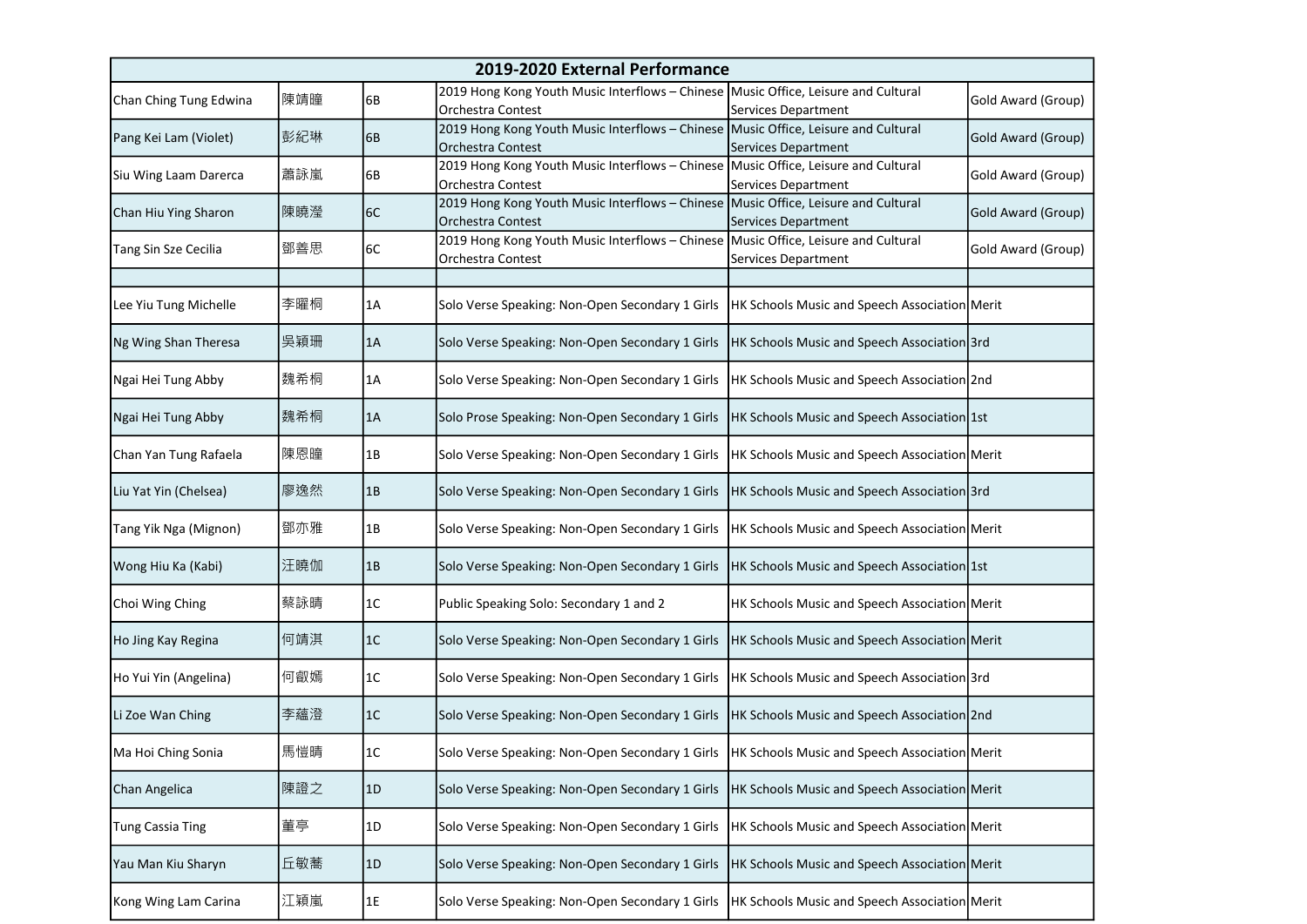| 2019-2020 External Performance | | | | | |
|---|---|---|---|---|---|
| Chan Ching Tung Edwina | 陳靖瞳 | 6B | 2019 Hong Kong Youth Music Interflows – Chinese Orchestra Contest | Music Office, Leisure and Cultural Services Department | Gold Award (Group) |
| Pang Kei Lam (Violet) | 彭紀琳 | 6B | 2019 Hong Kong Youth Music Interflows – Chinese Orchestra Contest | Music Office, Leisure and Cultural Services Department | Gold Award (Group) |
| Siu Wing Laam Darerca | 蕭詠嵐 | 6B | 2019 Hong Kong Youth Music Interflows – Chinese Orchestra Contest | Music Office, Leisure and Cultural Services Department | Gold Award (Group) |
| Chan Hiu Ying Sharon | 陳曉瀅 | 6C | 2019 Hong Kong Youth Music Interflows – Chinese Orchestra Contest | Music Office, Leisure and Cultural Services Department | Gold Award (Group) |
| Tang Sin Sze Cecilia | 鄧善思 | 6C | 2019 Hong Kong Youth Music Interflows – Chinese Orchestra Contest | Music Office, Leisure and Cultural Services Department | Gold Award (Group) |
| | | | | | |
| Lee Yiu Tung Michelle | 李曜桐 | 1A | Solo Verse Speaking: Non-Open Secondary 1 Girls | HK Schools Music and Speech Association | Merit |
| Ng Wing Shan Theresa | 吳穎珊 | 1A | Solo Verse Speaking: Non-Open Secondary 1 Girls | HK Schools Music and Speech Association | 3rd |
| Ngai Hei Tung Abby | 魏希桐 | 1A | Solo Verse Speaking: Non-Open Secondary 1 Girls | HK Schools Music and Speech Association | 2nd |
| Ngai Hei Tung Abby | 魏希桐 | 1A | Solo Prose Speaking: Non-Open Secondary 1 Girls | HK Schools Music and Speech Association | 1st |
| Chan Yan Tung Rafaela | 陳恩瞳 | 1B | Solo Verse Speaking: Non-Open Secondary 1 Girls | HK Schools Music and Speech Association | Merit |
| Liu Yat Yin (Chelsea) | 廖逸然 | 1B | Solo Verse Speaking: Non-Open Secondary 1 Girls | HK Schools Music and Speech Association | 3rd |
| Tang Yik Nga (Mignon) | 鄧亦雅 | 1B | Solo Verse Speaking: Non-Open Secondary 1 Girls | HK Schools Music and Speech Association | Merit |
| Wong Hiu Ka (Kabi) | 汪曉伽 | 1B | Solo Verse Speaking: Non-Open Secondary 1 Girls | HK Schools Music and Speech Association | 1st |
| Choi Wing Ching | 蔡詠晴 | 1C | Public Speaking Solo: Secondary 1 and 2 | HK Schools Music and Speech Association | Merit |
| Ho Jing Kay Regina | 何靖淇 | 1C | Solo Verse Speaking: Non-Open Secondary 1 Girls | HK Schools Music and Speech Association | Merit |
| Ho Yui Yin (Angelina) | 何叡嫣 | 1C | Solo Verse Speaking: Non-Open Secondary 1 Girls | HK Schools Music and Speech Association | 3rd |
| Li Zoe Wan Ching | 李蘊澄 | 1C | Solo Verse Speaking: Non-Open Secondary 1 Girls | HK Schools Music and Speech Association | 2nd |
| Ma Hoi Ching Sonia | 馬愷晴 | 1C | Solo Verse Speaking: Non-Open Secondary 1 Girls | HK Schools Music and Speech Association | Merit |
| Chan Angelica | 陳證之 | 1D | Solo Verse Speaking: Non-Open Secondary 1 Girls | HK Schools Music and Speech Association | Merit |
| Tung Cassia Ting | 董亭 | 1D | Solo Verse Speaking: Non-Open Secondary 1 Girls | HK Schools Music and Speech Association | Merit |
| Yau Man Kiu Sharyn | 丘敏蕎 | 1D | Solo Verse Speaking: Non-Open Secondary 1 Girls | HK Schools Music and Speech Association | Merit |
| Kong Wing Lam Carina | 江穎嵐 | 1E | Solo Verse Speaking: Non-Open Secondary 1 Girls | HK Schools Music and Speech Association | Merit |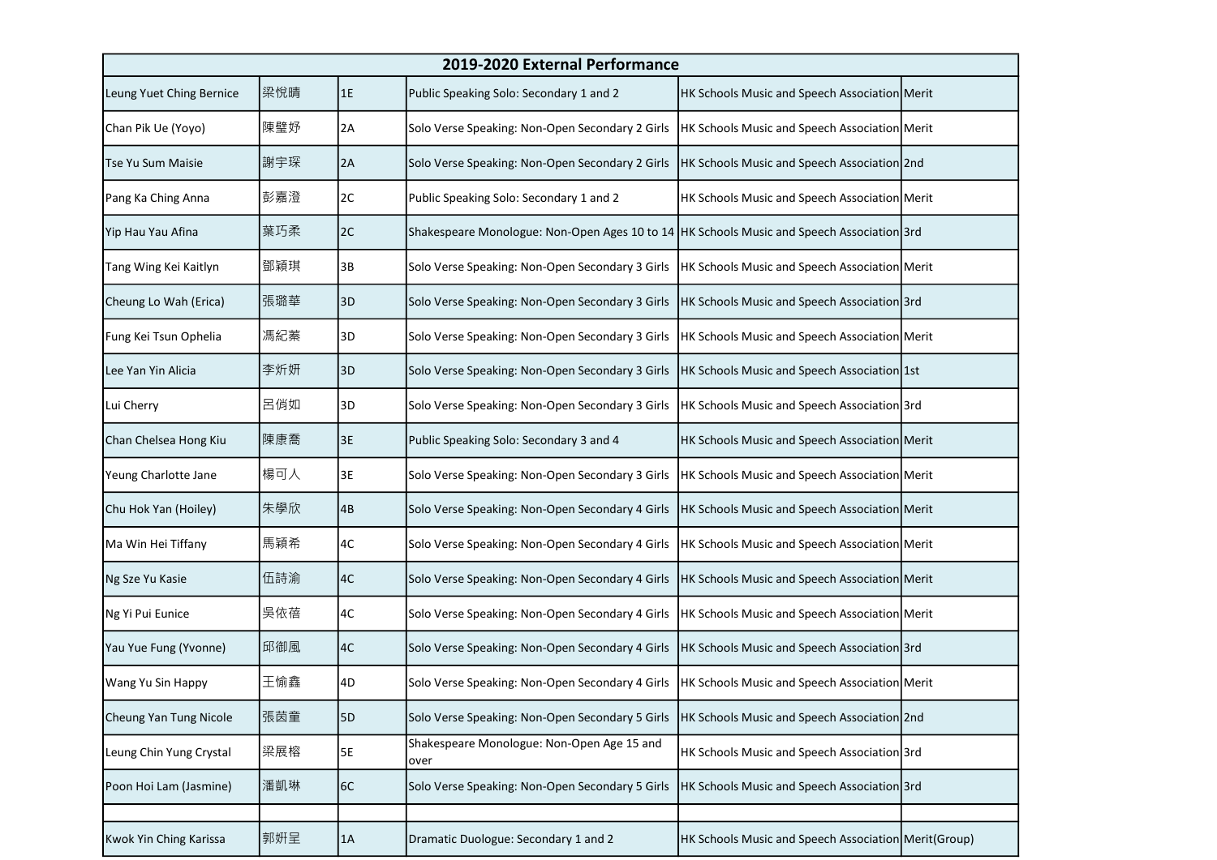| 2019-2020 External Performance | | | | | |
|---|---|---|---|---|---|
| Leung Yuet Ching Bernice | 梁悅晴 | 1E | Public Speaking Solo: Secondary 1 and 2 | HK Schools Music and Speech Association | Merit |
| Chan Pik Ue (Yoyo) | 陳璧妤 | 2A | Solo Verse Speaking: Non-Open Secondary 2 Girls | HK Schools Music and Speech Association | Merit |
| Tse Yu Sum Maisie | 謝宇琛 | 2A | Solo Verse Speaking: Non-Open Secondary 2 Girls | HK Schools Music and Speech Association | 2nd |
| Pang Ka Ching Anna | 彭嘉澄 | 2C | Public Speaking Solo: Secondary 1 and 2 | HK Schools Music and Speech Association | Merit |
| Yip Hau Yau Afina | 葉巧柔 | 2C | Shakespeare Monologue: Non-Open Ages 10 to 14 | HK Schools Music and Speech Association | 3rd |
| Tang Wing Kei Kaitlyn | 鄧穎琪 | 3B | Solo Verse Speaking: Non-Open Secondary 3 Girls | HK Schools Music and Speech Association | Merit |
| Cheung Lo Wah (Erica) | 張璐華 | 3D | Solo Verse Speaking: Non-Open Secondary 3 Girls | HK Schools Music and Speech Association | 3rd |
| Fung Kei Tsun Ophelia | 馮紀蓁 | 3D | Solo Verse Speaking: Non-Open Secondary 3 Girls | HK Schools Music and Speech Association | Merit |
| Lee Yan Yin Alicia | 李炘妍 | 3D | Solo Verse Speaking: Non-Open Secondary 3 Girls | HK Schools Music and Speech Association | 1st |
| Lui Cherry | 呂俏如 | 3D | Solo Verse Speaking: Non-Open Secondary 3 Girls | HK Schools Music and Speech Association | 3rd |
| Chan Chelsea Hong Kiu | 陳康喬 | 3E | Public Speaking Solo: Secondary 3 and 4 | HK Schools Music and Speech Association | Merit |
| Yeung Charlotte Jane | 楊可人 | 3E | Solo Verse Speaking: Non-Open Secondary 3 Girls | HK Schools Music and Speech Association | Merit |
| Chu Hok Yan (Hoiley) | 朱學欣 | 4B | Solo Verse Speaking: Non-Open Secondary 4 Girls | HK Schools Music and Speech Association | Merit |
| Ma Win Hei Tiffany | 馬穎希 | 4C | Solo Verse Speaking: Non-Open Secondary 4 Girls | HK Schools Music and Speech Association | Merit |
| Ng Sze Yu Kasie | 伍詩渝 | 4C | Solo Verse Speaking: Non-Open Secondary 4 Girls | HK Schools Music and Speech Association | Merit |
| Ng Yi Pui Eunice | 吳依蓓 | 4C | Solo Verse Speaking: Non-Open Secondary 4 Girls | HK Schools Music and Speech Association | Merit |
| Yau Yue Fung (Yvonne) | 邱御風 | 4C | Solo Verse Speaking: Non-Open Secondary 4 Girls | HK Schools Music and Speech Association | 3rd |
| Wang Yu Sin Happy | 王愉鑫 | 4D | Solo Verse Speaking: Non-Open Secondary 4 Girls | HK Schools Music and Speech Association | Merit |
| Cheung Yan Tung Nicole | 張茵童 | 5D | Solo Verse Speaking: Non-Open Secondary 5 Girls | HK Schools Music and Speech Association | 2nd |
| Leung Chin Yung Crystal | 梁展榕 | 5E | Shakespeare Monologue: Non-Open Age 15 and over | HK Schools Music and Speech Association | 3rd |
| Poon Hoi Lam (Jasmine) | 潘凱琳 | 6C | Solo Verse Speaking: Non-Open Secondary 5 Girls | HK Schools Music and Speech Association | 3rd |
| | | | | | |
| Kwok Yin Ching Karissa | 郭妍呈 | 1A | Dramatic Duologue: Secondary 1 and 2 | HK Schools Music and Speech Association | Merit(Group) |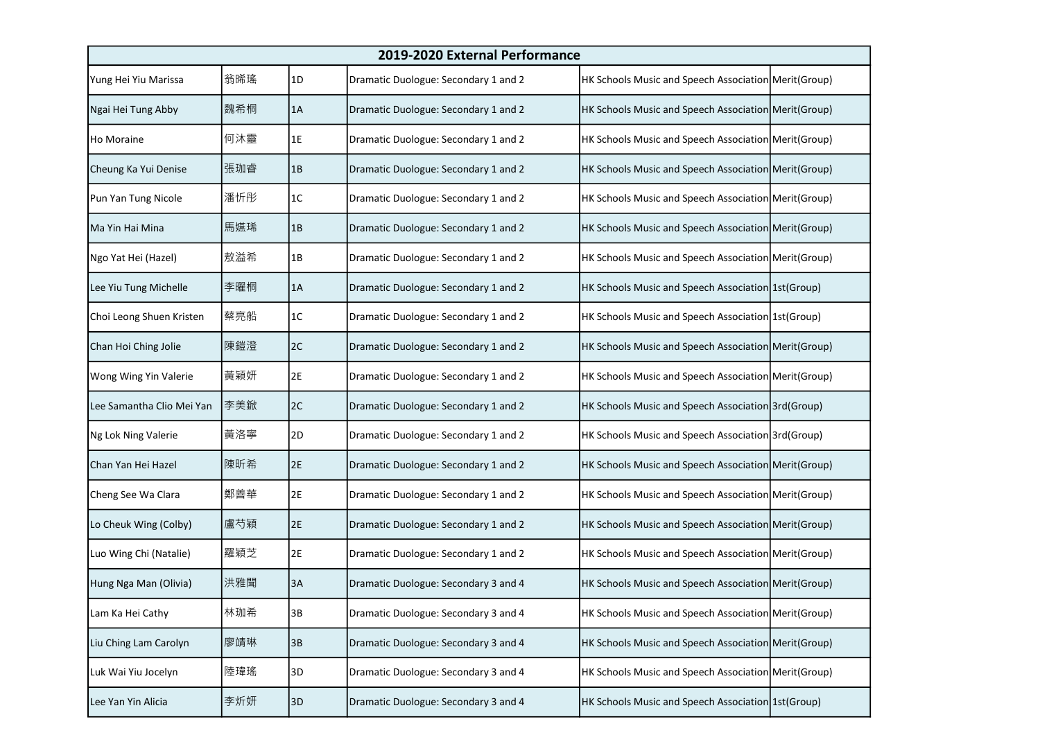| 2019-2020 External Performance | | | | | |
|---|---|---|---|---|---|
| Yung Hei Yiu Marissa | 翁晞瑤 | 1D | Dramatic Duologue: Secondary 1 and 2 | HK Schools Music and Speech Association | Merit(Group) |
| Ngai Hei Tung Abby | 魏希桐 | 1A | Dramatic Duologue: Secondary 1 and 2 | HK Schools Music and Speech Association | Merit(Group) |
| Ho Moraine | 何沐靈 | 1E | Dramatic Duologue: Secondary 1 and 2 | HK Schools Music and Speech Association | Merit(Group) |
| Cheung Ka Yui Denise | 張珈睿 | 1B | Dramatic Duologue: Secondary 1 and 2 | HK Schools Music and Speech Association | Merit(Group) |
| Pun Yan Tung Nicole | 潘忻彤 | 1C | Dramatic Duologue: Secondary 1 and 2 | HK Schools Music and Speech Association | Merit(Group) |
| Ma Yin Hai Mina | 馬嫣琋 | 1B | Dramatic Duologue: Secondary 1 and 2 | HK Schools Music and Speech Association | Merit(Group) |
| Ngo Yat Hei (Hazel) | 敖溢希 | 1B | Dramatic Duologue: Secondary 1 and 2 | HK Schools Music and Speech Association | Merit(Group) |
| Lee Yiu Tung Michelle | 李曜桐 | 1A | Dramatic Duologue: Secondary 1 and 2 | HK Schools Music and Speech Association | 1st(Group) |
| Choi Leong Shuen Kristen | 蔡亮船 | 1C | Dramatic Duologue: Secondary 1 and 2 | HK Schools Music and Speech Association | 1st(Group) |
| Chan Hoi Ching Jolie | 陳鎧澄 | 2C | Dramatic Duologue: Secondary 1 and 2 | HK Schools Music and Speech Association | Merit(Group) |
| Wong Wing Yin Valerie | 黃穎妍 | 2E | Dramatic Duologue: Secondary 1 and 2 | HK Schools Music and Speech Association | Merit(Group) |
| Lee Samantha Clio Mei Yan | 李美歆 | 2C | Dramatic Duologue: Secondary 1 and 2 | HK Schools Music and Speech Association | 3rd(Group) |
| Ng Lok Ning Valerie | 黃洛寧 | 2D | Dramatic Duologue: Secondary 1 and 2 | HK Schools Music and Speech Association | 3rd(Group) |
| Chan Yan Hei Hazel | 陳昕希 | 2E | Dramatic Duologue: Secondary 1 and 2 | HK Schools Music and Speech Association | Merit(Group) |
| Cheng See Wa Clara | 鄭善華 | 2E | Dramatic Duologue: Secondary 1 and 2 | HK Schools Music and Speech Association | Merit(Group) |
| Lo Cheuk Wing (Colby) | 盧芍穎 | 2E | Dramatic Duologue: Secondary 1 and 2 | HK Schools Music and Speech Association | Merit(Group) |
| Luo Wing Chi (Natalie) | 羅穎芝 | 2E | Dramatic Duologue: Secondary 1 and 2 | HK Schools Music and Speech Association | Merit(Group) |
| Hung Nga Man (Olivia) | 洪雅聞 | 3A | Dramatic Duologue: Secondary 3 and 4 | HK Schools Music and Speech Association | Merit(Group) |
| Lam Ka Hei Cathy | 林珈希 | 3B | Dramatic Duologue: Secondary 3 and 4 | HK Schools Music and Speech Association | Merit(Group) |
| Liu Ching Lam Carolyn | 廖靖琳 | 3B | Dramatic Duologue: Secondary 3 and 4 | HK Schools Music and Speech Association | Merit(Group) |
| Luk Wai Yiu Jocelyn | 陸瑋瑤 | 3D | Dramatic Duologue: Secondary 3 and 4 | HK Schools Music and Speech Association | Merit(Group) |
| Lee Yan Yin Alicia | 李炘妍 | 3D | Dramatic Duologue: Secondary 3 and 4 | HK Schools Music and Speech Association | 1st(Group) |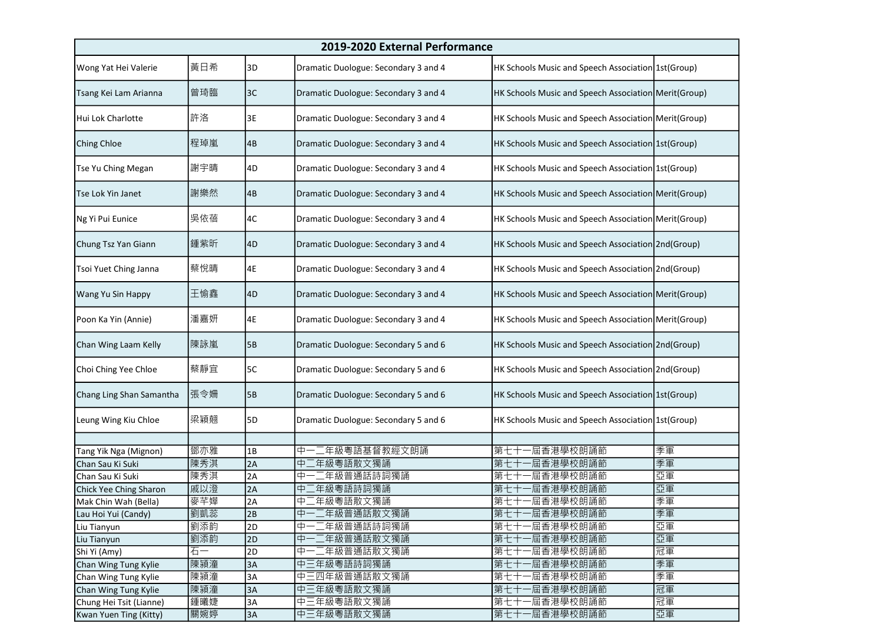| 2019-2020 External Performance | | | | | |
|---|---|---|---|---|---|
| Wong Yat Hei Valerie | 黃日希 | 3D | Dramatic Duologue: Secondary 3 and 4 | HK Schools Music and Speech Association | 1st(Group) |
| Tsang Kei Lam Arianna | 曾琦臨 | 3C | Dramatic Duologue: Secondary 3 and 4 | HK Schools Music and Speech Association | Merit(Group) |
| Hui Lok Charlotte | 許洛 | 3E | Dramatic Duologue: Secondary 3 and 4 | HK Schools Music and Speech Association | Merit(Group) |
| Ching Chloe | 程琦嵐 | 4B | Dramatic Duologue: Secondary 3 and 4 | HK Schools Music and Speech Association | 1st(Group) |
| Tse Yu Ching Megan | 謝宇晴 | 4D | Dramatic Duologue: Secondary 3 and 4 | HK Schools Music and Speech Association | 1st(Group) |
| Tse Lok Yin Janet | 謝樂然 | 4B | Dramatic Duologue: Secondary 3 and 4 | HK Schools Music and Speech Association | Merit(Group) |
| Ng Yi Pui Eunice | 吳依蓓 | 4C | Dramatic Duologue: Secondary 3 and 4 | HK Schools Music and Speech Association | Merit(Group) |
| Chung Tsz Yan Giann | 鍾紫昕 | 4D | Dramatic Duologue: Secondary 3 and 4 | HK Schools Music and Speech Association | 2nd(Group) |
| Tsoi Yuet Ching Janna | 蔡悅晴 | 4E | Dramatic Duologue: Secondary 3 and 4 | HK Schools Music and Speech Association | 2nd(Group) |
| Wang Yu Sin Happy | 王愉鑫 | 4D | Dramatic Duologue: Secondary 3 and 4 | HK Schools Music and Speech Association | Merit(Group) |
| Poon Ka Yin (Annie) | 潘嘉妍 | 4E | Dramatic Duologue: Secondary 3 and 4 | HK Schools Music and Speech Association | Merit(Group) |
| Chan Wing Laam Kelly | 陳詠嵐 | 5B | Dramatic Duologue: Secondary 5 and 6 | HK Schools Music and Speech Association | 2nd(Group) |
| Choi Ching Yee Chloe | 蔡靜宜 | 5C | Dramatic Duologue: Secondary 5 and 6 | HK Schools Music and Speech Association | 2nd(Group) |
| Chang Ling Shan Samantha | 張令姍 | 5B | Dramatic Duologue: Secondary 5 and 6 | HK Schools Music and Speech Association | 1st(Group) |
| Leung Wing Kiu Chloe | 梁穎翹 | 5D | Dramatic Duologue: Secondary 5 and 6 | HK Schools Music and Speech Association | 1st(Group) |
| | | | | | |
| Tang Yik Nga (Mignon) | 鄧亦雅 | 1B | 中一二年級粵語基督教經文朗誦 | 第七十一屆香港學校朗誦節 | 季軍 |
| Chan Sau Ki Suki | 陳秀淇 | 2A | 中二年級粵語散文獨誦 | 第七十一屆香港學校朗誦節 | 季軍 |
| Chan Sau Ki Suki | 陳秀淇 | 2A | 中一二年級普通話詩詞獨誦 | 第七十一屆香港學校朗誦節 | 亞軍 |
| Chick Yee Ching Sharon | 戚以澄 | 2A | 中二年級粵語詩詞獨誦 | 第七十一屆香港學校朗誦節 | 亞軍 |
| Mak Chin Wah (Bella) | 麥芊嬅 | 2A | 中二年級粵語散文獨誦 | 第七十一屆香港學校朗誦節 | 季軍 |
| Lau Hoi Yui (Candy) | 劉凱蕊 | 2B | 中一二年級普通話散文獨誦 | 第七十一屆香港學校朗誦節 | 季軍 |
| Liu Tianyun | 劉添韵 | 2D | 中一二年級普通話詩詞獨誦 | 第七十一屆香港學校朗誦節 | 亞軍 |
| Liu Tianyun | 劉添韵 | 2D | 中一二年級普通話散文獨誦 | 第七十一屆香港學校朗誦節 | 亞軍 |
| Shi Yi (Amy) | 石一 | 2D | 中一二年級普通話散文獨誦 | 第七十一屆香港學校朗誦節 | 冠軍 |
| Chan Wing Tung Kylie | 陳潁潼 | 3A | 中三年級粵語詩詞獨誦 | 第七十一屆香港學校朗誦節 | 季軍 |
| Chan Wing Tung Kylie | 陳潁潼 | 3A | 中三四年級普通話散文獨誦 | 第七十一屆香港學校朗誦節 | 季軍 |
| Chan Wing Tung Kylie | 陳潁潼 | 3A | 中三年級粵語散文獨誦 | 第七十一屆香港學校朗誦節 | 冠軍 |
| Chung Hei Tsit (Lianne) | 鍾曦婕 | 3A | 中三年級粵語散文獨誦 | 第七十一屆香港學校朗誦節 | 冠軍 |
| Kwan Yuen Ting (Kitty) | 關婉婷 | 3A | 中三年級粵語散文獨誦 | 第七十一屆香港學校朗誦節 | 亞軍 |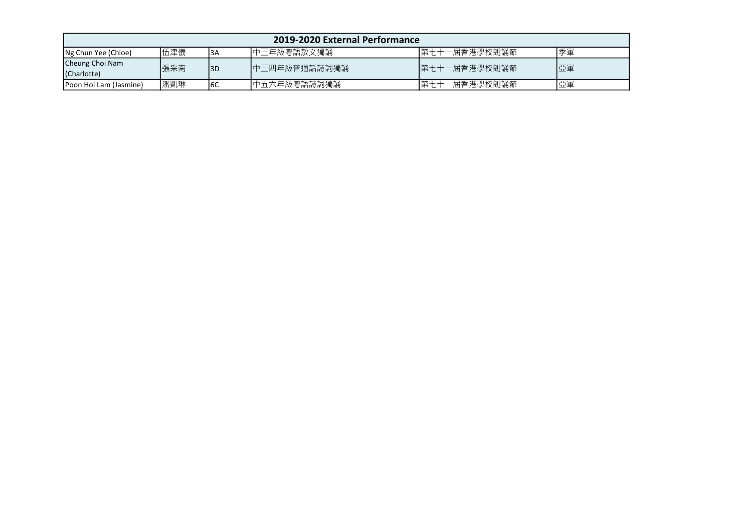| 2019-2020 External Performance | | | | | |
|---|---|---|---|---|---|
| Ng Chun Yee (Chloe) | 伍津儀 | 3A | 中三年級粵語散文獨誦 | 第七十一屆香港學校朗誦節 | 季軍 |
| Cheung Choi Nam (Charlotte) | 張采南 | 3D | 中三四年級普通話詩詞獨誦 | 第七十一屆香港學校朗誦節 | 亞軍 |
| Poon Hoi Lam (Jasmine) | 潘凱琳 | 6C | 中五六年級粵語詩詞獨誦 | 第七十一屆香港學校朗誦節 | 亞軍 |